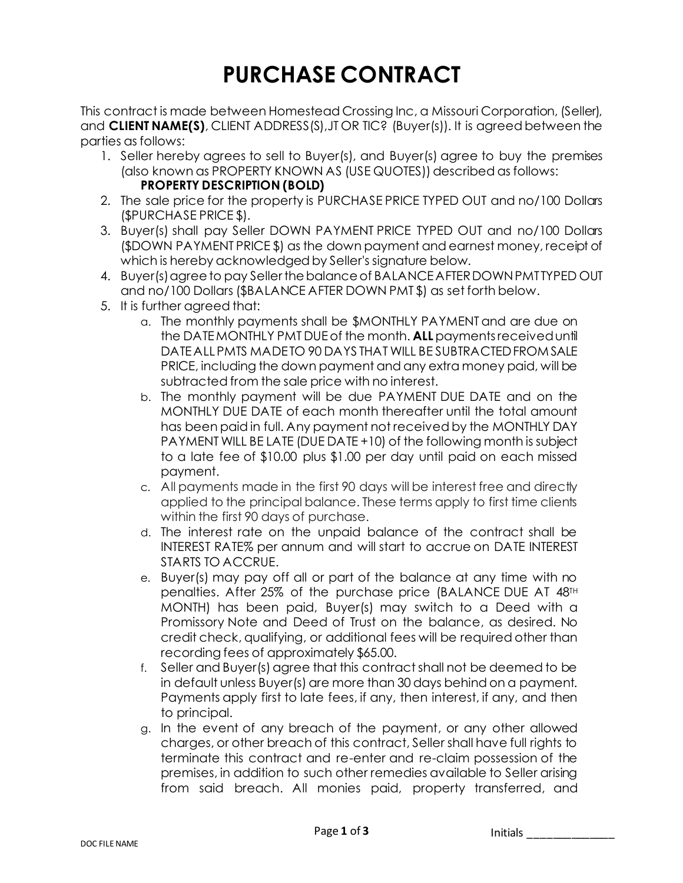# PURCHASE CONTRACT

This contract is made between Homestead Crossing Inc, a Missouri Corporation, (Seller), and **CLIENT NAME(S)**, CLIENT ADDRESS(S),JT OR TIC? (Buyer(s)). It is agreed between the parties as follows:

1. Seller hereby agrees to sell to Buyer(s), and Buyer(s) agree to buy the premises (also known as PROPERTY KNOWN AS (USE QUOTES)) described as follows:
   **PROPERTY DESCRIPTION (BOLD)**
2. The sale price for the property is PURCHASE PRICE TYPED OUT and no/100 Dollars ($PURCHASE PRICE $).
3. Buyer(s) shall pay Seller DOWN PAYMENT PRICE TYPED OUT and no/100 Dollars ($DOWN PAYMENT PRICE $) as the down payment and earnest money, receipt of which is hereby acknowledged by Seller's signature below.
4. Buyer(s) agree to pay Seller the balance of BALANCE AFTER DOWN PMT TYPED OUT and no/100 Dollars ($BALANCE AFTER DOWN PMT $) as set forth below.
5. It is further agreed that:
   a. The monthly payments shall be $MONTHLY PAYMENT and are due on the DATE MONTHLY PMT DUE of the month. **ALL** payments received until DATE ALL PMTS MADE TO 90 DAYS THAT WILL BE SUBTRACTED FROM SALE PRICE, including the down payment and any extra money paid, will be subtracted from the sale price with no interest.
   b. The monthly payment will be due PAYMENT DUE DATE and on the MONTHLY DUE DATE of each month thereafter until the total amount has been paid in full. Any payment not received by the MONTHLY DAY PAYMENT WILL BE LATE (DUE DATE +10) of the following month is subject to a late fee of $10.00 plus $1.00 per day until paid on each missed payment.
   c. All payments made in the first 90 days will be interest free and directly applied to the principal balance. These terms apply to first time clients within the first 90 days of purchase.
   d. The interest rate on the unpaid balance of the contract shall be INTEREST RATE% per annum and will start to accrue on DATE INTEREST STARTS TO ACCRUE.
   e. Buyer(s) may pay off all or part of the balance at any time with no penalties. After 25% of the purchase price (BALANCE DUE AT 48TH MONTH) has been paid, Buyer(s) may switch to a Deed with a Promissory Note and Deed of Trust on the balance, as desired. No credit check, qualifying, or additional fees will be required other than recording fees of approximately $65.00.
   f. Seller and Buyer(s) agree that this contract shall not be deemed to be in default unless Buyer(s) are more than 30 days behind on a payment. Payments apply first to late fees, if any, then interest, if any, and then to principal.
   g. In the event of any breach of the payment, or any other allowed charges, or other breach of this contract, Seller shall have full rights to terminate this contract and re-enter and re-claim possession of the premises, in addition to such other remedies available to Seller arising from said breach. All monies paid, property transferred, and

Initials _______________

DOC FILE NAME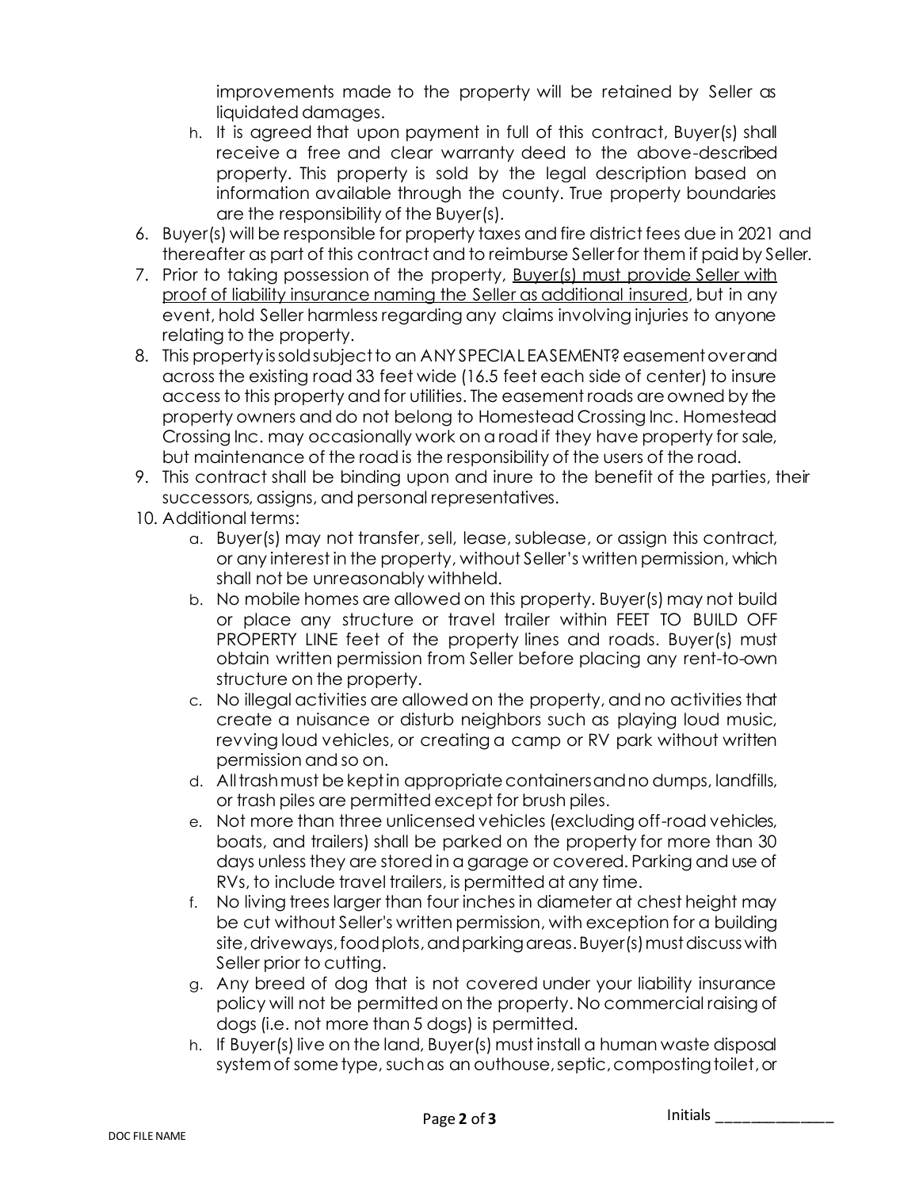improvements made to the property will be retained by Seller as liquidated damages.

   h. It is agreed that upon payment in full of this contract, Buyer(s) shall receive a free and clear warranty deed to the above-described property. This property is sold by the legal description based on information available through the county. True property boundaries are the responsibility of the Buyer(s).

6. Buyer(s) will be responsible for property taxes and fire district fees due in 2021 and thereafter as part of this contract and to reimburse Seller for them if paid by Seller.
7. Prior to taking possession of the property, <u>Buyer(s) must provide Seller with proof of liability insurance naming the Seller as additional insured</u>, but in any event, hold Seller harmless regarding any claims involving injuries to anyone relating to the property.
8. This property is sold subject to an ANY SPECIAL EASEMENT? easement over and across the existing road 33 feet wide (16.5 feet each side of center) to insure access to this property and for utilities. The easement roads are owned by the property owners and do not belong to Homestead Crossing Inc. Homestead Crossing Inc. may occasionally work on a road if they have property for sale, but maintenance of the road is the responsibility of the users of the road.
9. This contract shall be binding upon and inure to the benefit of the parties, their successors, assigns, and personal representatives.
10. Additional terms:
    a. Buyer(s) may not transfer, sell, lease, sublease, or assign this contract, or any interest in the property, without Seller's written permission, which shall not be unreasonably withheld.
    b. No mobile homes are allowed on this property. Buyer(s) may not build or place any structure or travel trailer within FEET TO BUILD OFF PROPERTY LINE feet of the property lines and roads. Buyer(s) must obtain written permission from Seller before placing any rent-to-own structure on the property.
    c. No illegal activities are allowed on the property, and no activities that create a nuisance or disturb neighbors such as playing loud music, revving loud vehicles, or creating a camp or RV park without written permission and so on.
    d. All trash must be kept in appropriate containers and no dumps, landfills, or trash piles are permitted except for brush piles.
    e. Not more than three unlicensed vehicles (excluding off-road vehicles, boats, and trailers) shall be parked on the property for more than 30 days unless they are stored in a garage or covered. Parking and use of RVs, to include travel trailers, is permitted at any time.
    f. No living trees larger than four inches in diameter at chest height may be cut without Seller's written permission, with exception for a building site, driveways, food plots, and parking areas. Buyer(s) must discuss with Seller prior to cutting.
    g. Any breed of dog that is not covered under your liability insurance policy will not be permitted on the property. No commercial raising of dogs (i.e. not more than 5 dogs) is permitted.
    h. If Buyer(s) live on the land, Buyer(s) must install a human waste disposal system of some type, such as an outhouse, septic, composting toilet, or

Initials _______________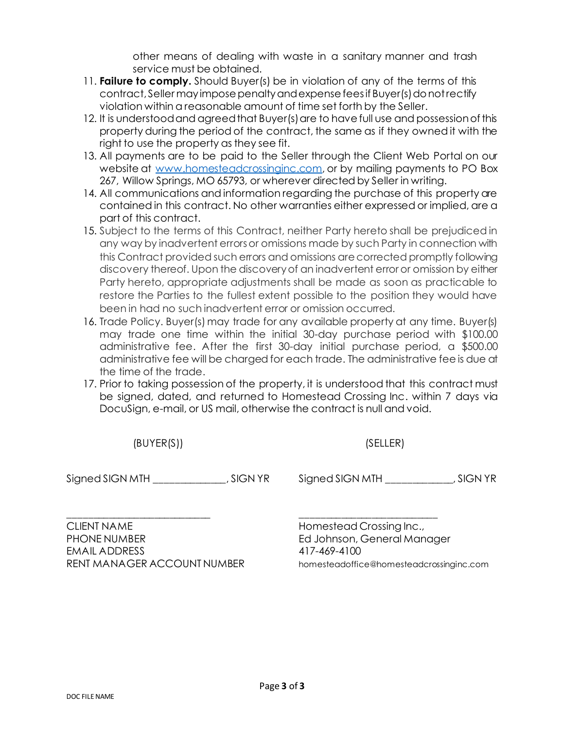other means of dealing with waste in a sanitary manner and trash service must be obtained.

11. **Failure to comply.** Should Buyer(s) be in violation of any of the terms of this contract, Seller may impose penalty and expense fees if Buyer(s) do not rectify violation within a reasonable amount of time set forth by the Seller.
12. It is understood and agreed that Buyer(s) are to have full use and possession of this property during the period of the contract, the same as if they owned it with the right to use the property as they see fit.
13. All payments are to be paid to the Seller through the Client Web Portal on our website at [www.homesteadcrossinginc.com](http://www.homesteadcrossinginc.com), or by mailing payments to PO Box 267, Willow Springs, MO 65793, or wherever directed by Seller in writing.
14. All communications and information regarding the purchase of this property are contained in this contract. No other warranties either expressed or implied, are a part of this contract.
15. Subject to the terms of this Contract, neither Party hereto shall be prejudiced in any way by inadvertent errors or omissions made by such Party in connection with this Contract provided such errors and omissions are corrected promptly following discovery thereof. Upon the discovery of an inadvertent error or omission by either Party hereto, appropriate adjustments shall be made as soon as practicable to restore the Parties to the fullest extent possible to the position they would have been in had no such inadvertent error or omission occurred.
16. Trade Policy. Buyer(s) may trade for any available property at any time. Buyer(s) may trade one time within the initial 30-day purchase period with $100.00 administrative fee. After the first 30-day initial purchase period, a $500.00 administrative fee will be charged for each trade. The administrative fee is due at the time of the trade.
17. Prior to taking possession of the property, it is understood that this contract must be signed, dated, and returned to Homestead Crossing Inc. within 7 days via DocuSign, e-mail, or US mail, otherwise the contract is null and void.

(BUYER(S))

Signed SIGN MTH _____________, SIGN YR

___________________________

CLIENT NAME
PHONE NUMBER
EMAIL ADDRESS
RENT MANAGER ACCOUNT NUMBER

(SELLER)

Signed SIGN MTH ____________, SIGN YR

___________________________

Homestead Crossing Inc.,
Ed Johnson, General Manager
417-469-4100
homesteadoffice@homesteadcrossinginc.com

DOC FILE NAME